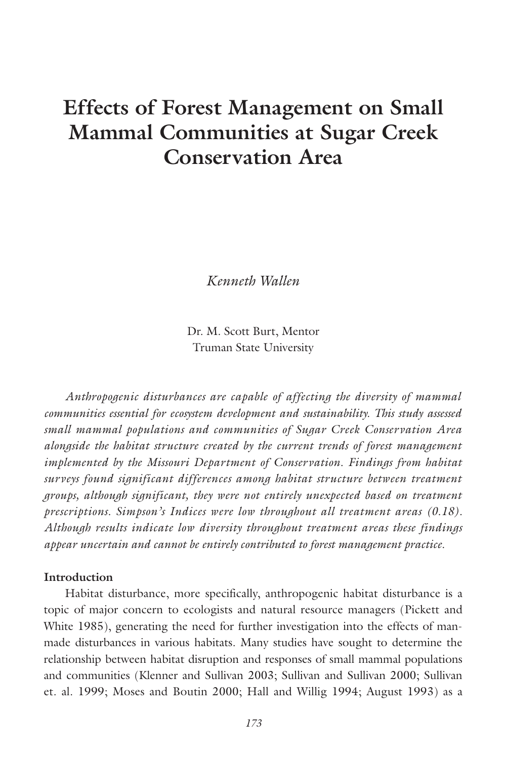# Effects of Forest Management on Small Mammal Communities at Sugar Creek Conservation Area

*Kenneth Wallen*

Dr. M. Scott Burt, Mentor
Truman State University

*Anthropogenic disturbances are capable of affecting the diversity of mammal communities essential for ecosystem development and sustainability. This study assessed small mammal populations and communities of Sugar Creek Conservation Area alongside the habitat structure created by the current trends of forest management implemented by the Missouri Department of Conservation. Findings from habitat surveys found significant differences among habitat structure between treatment groups, although significant, they were not entirely unexpected based on treatment prescriptions. Simpson's Indices were low throughout all treatment areas (0.18). Although results indicate low diversity throughout treatment areas these findings appear uncertain and cannot be entirely contributed to forest management practice.*

## Introduction

Habitat disturbance, more specifically, anthropogenic habitat disturbance is a topic of major concern to ecologists and natural resource managers (Pickett and White 1985), generating the need for further investigation into the effects of man-made disturbances in various habitats. Many studies have sought to determine the relationship between habitat disruption and responses of small mammal populations and communities (Klenner and Sullivan 2003; Sullivan and Sullivan 2000; Sullivan et. al. 1999; Moses and Boutin 2000; Hall and Willig 1994; August 1993) as a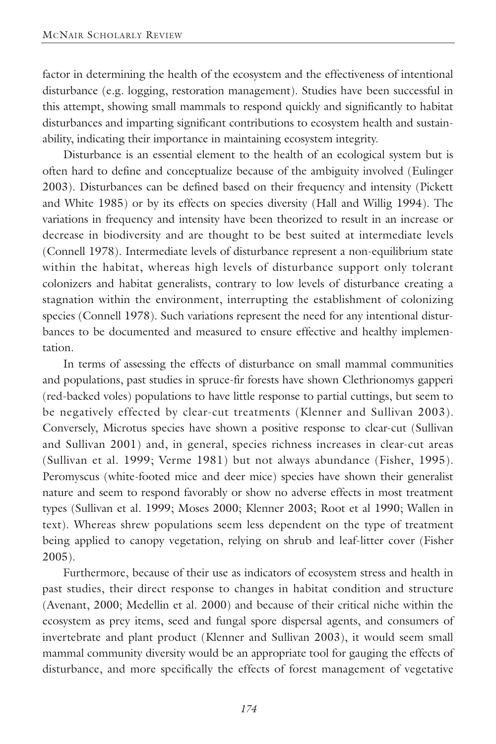factor in determining the health of the ecosystem and the effectiveness of intentional disturbance (e.g. logging, restoration management). Studies have been successful in this attempt, showing small mammals to respond quickly and significantly to habitat disturbances and imparting significant contributions to ecosystem health and sustainability, indicating their importance in maintaining ecosystem integrity.

Disturbance is an essential element to the health of an ecological system but is often hard to define and conceptualize because of the ambiguity involved (Eulinger 2003). Disturbances can be defined based on their frequency and intensity (Pickett and White 1985) or by its effects on species diversity (Hall and Willig 1994). The variations in frequency and intensity have been theorized to result in an increase or decrease in biodiversity and are thought to be best suited at intermediate levels (Connell 1978). Intermediate levels of disturbance represent a non-equilibrium state within the habitat, whereas high levels of disturbance support only tolerant colonizers and habitat generalists, contrary to low levels of disturbance creating a stagnation within the environment, interrupting the establishment of colonizing species (Connell 1978). Such variations represent the need for any intentional disturbances to be documented and measured to ensure effective and healthy implementation.

In terms of assessing the effects of disturbance on small mammal communities and populations, past studies in spruce-fir forests have shown Clethrionomys gapperi (red-backed voles) populations to have little response to partial cuttings, but seem to be negatively effected by clear-cut treatments (Klenner and Sullivan 2003). Conversely, Microtus species have shown a positive response to clear-cut (Sullivan and Sullivan 2001) and, in general, species richness increases in clear-cut areas (Sullivan et al. 1999; Verme 1981) but not always abundance (Fisher, 1995). Peromyscus (white-footed mice and deer mice) species have shown their generalist nature and seem to respond favorably or show no adverse effects in most treatment types (Sullivan et al. 1999; Moses 2000; Klenner 2003; Root et al 1990; Wallen in text). Whereas shrew populations seem less dependent on the type of treatment being applied to canopy vegetation, relying on shrub and leaf-litter cover (Fisher 2005).

Furthermore, because of their use as indicators of ecosystem stress and health in past studies, their direct response to changes in habitat condition and structure (Avenant, 2000; Medellin et al. 2000) and because of their critical niche within the ecosystem as prey items, seed and fungal spore dispersal agents, and consumers of invertebrate and plant product (Klenner and Sullivan 2003), it would seem small mammal community diversity would be an appropriate tool for gauging the effects of disturbance, and more specifically the effects of forest management of vegetative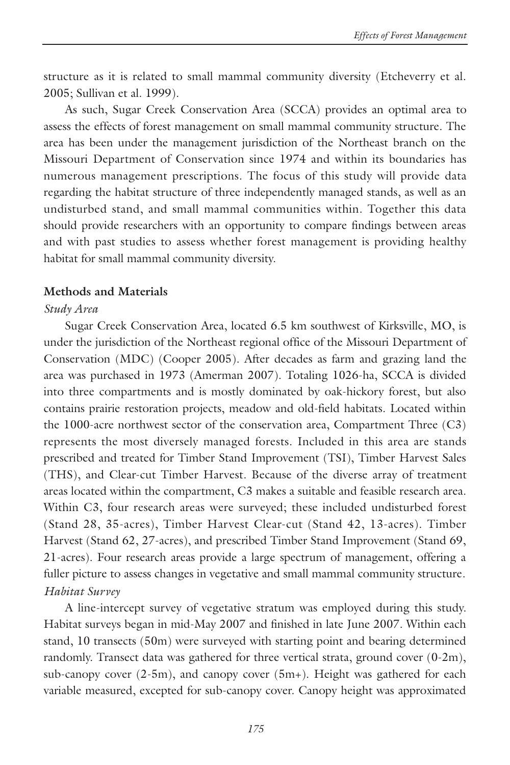structure as it is related to small mammal community diversity (Etcheverry et al. 2005; Sullivan et al. 1999).

As such, Sugar Creek Conservation Area (SCCA) provides an optimal area to assess the effects of forest management on small mammal community structure. The area has been under the management jurisdiction of the Northeast branch on the Missouri Department of Conservation since 1974 and within its boundaries has numerous management prescriptions. The focus of this study will provide data regarding the habitat structure of three independently managed stands, as well as an undisturbed stand, and small mammal communities within. Together this data should provide researchers with an opportunity to compare findings between areas and with past studies to assess whether forest management is providing healthy habitat for small mammal community diversity.

**Methods and Materials**

*Study Area*

Sugar Creek Conservation Area, located 6.5 km southwest of Kirksville, MO, is under the jurisdiction of the Northeast regional office of the Missouri Department of Conservation (MDC) (Cooper 2005). After decades as farm and grazing land the area was purchased in 1973 (Amerman 2007). Totaling 1026-ha, SCCA is divided into three compartments and is mostly dominated by oak-hickory forest, but also contains prairie restoration projects, meadow and old-field habitats. Located within the 1000-acre northwest sector of the conservation area, Compartment Three (C3) represents the most diversely managed forests. Included in this area are stands prescribed and treated for Timber Stand Improvement (TSI), Timber Harvest Sales (THS), and Clear-cut Timber Harvest. Because of the diverse array of treatment areas located within the compartment, C3 makes a suitable and feasible research area. Within C3, four research areas were surveyed; these included undisturbed forest (Stand 28, 35-acres), Timber Harvest Clear-cut (Stand 42, 13-acres). Timber Harvest (Stand 62, 27-acres), and prescribed Timber Stand Improvement (Stand 69, 21-acres). Four research areas provide a large spectrum of management, offering a fuller picture to assess changes in vegetative and small mammal community structure.

*Habitat Survey*

A line-intercept survey of vegetative stratum was employed during this study. Habitat surveys began in mid-May 2007 and finished in late June 2007. Within each stand, 10 transects (50m) were surveyed with starting point and bearing determined randomly. Transect data was gathered for three vertical strata, ground cover (0-2m), sub-canopy cover (2-5m), and canopy cover (5m+). Height was gathered for each variable measured, excepted for sub-canopy cover. Canopy height was approximated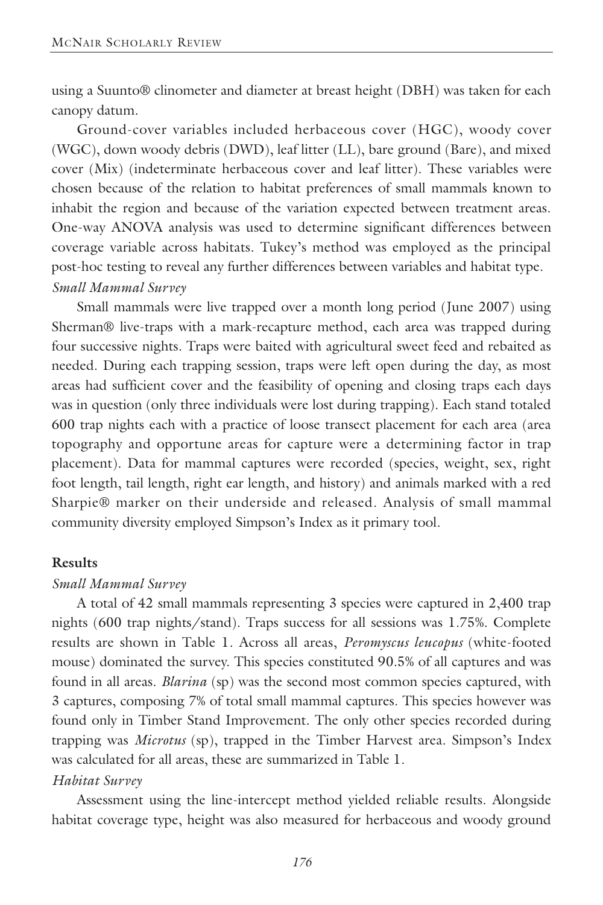using a Suunto® clinometer and diameter at breast height (DBH) was taken for each canopy datum.

Ground-cover variables included herbaceous cover (HGC), woody cover (WGC), down woody debris (DWD), leaf litter (LL), bare ground (Bare), and mixed cover (Mix) (indeterminate herbaceous cover and leaf litter). These variables were chosen because of the relation to habitat preferences of small mammals known to inhabit the region and because of the variation expected between treatment areas. One-way ANOVA analysis was used to determine significant differences between coverage variable across habitats. Tukey's method was employed as the principal post-hoc testing to reveal any further differences between variables and habitat type.

*Small Mammal Survey*

Small mammals were live trapped over a month long period (June 2007) using Sherman® live-traps with a mark-recapture method, each area was trapped during four successive nights. Traps were baited with agricultural sweet feed and rebaited as needed. During each trapping session, traps were left open during the day, as most areas had sufficient cover and the feasibility of opening and closing traps each days was in question (only three individuals were lost during trapping). Each stand totaled 600 trap nights each with a practice of loose transect placement for each area (area topography and opportune areas for capture were a determining factor in trap placement). Data for mammal captures were recorded (species, weight, sex, right foot length, tail length, right ear length, and history) and animals marked with a red Sharpie® marker on their underside and released. Analysis of small mammal community diversity employed Simpson's Index as it primary tool.

## Results

*Small Mammal Survey*

A total of 42 small mammals representing 3 species were captured in 2,400 trap nights (600 trap nights/stand). Traps success for all sessions was 1.75%. Complete results are shown in Table 1. Across all areas, *Peromyscus leucopus* (white-footed mouse) dominated the survey. This species constituted 90.5% of all captures and was found in all areas. *Blarina* (sp) was the second most common species captured, with 3 captures, composing 7% of total small mammal captures. This species however was found only in Timber Stand Improvement. The only other species recorded during trapping was *Microtus* (sp), trapped in the Timber Harvest area. Simpson's Index was calculated for all areas, these are summarized in Table 1.

*Habitat Survey*

Assessment using the line-intercept method yielded reliable results. Alongside habitat coverage type, height was also measured for herbaceous and woody ground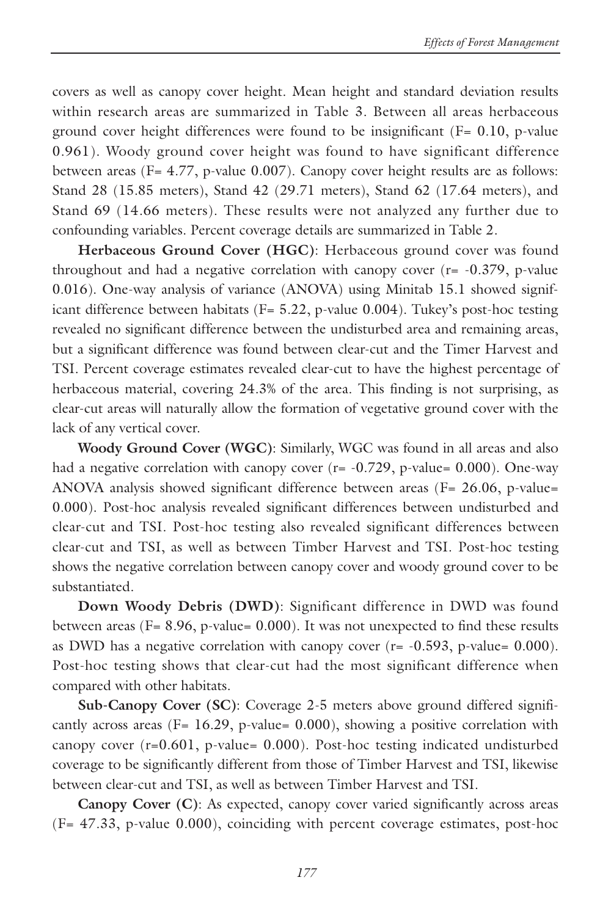covers as well as canopy cover height. Mean height and standard deviation results within research areas are summarized in Table 3. Between all areas herbaceous ground cover height differences were found to be insignificant (F= 0.10, p-value 0.961). Woody ground cover height was found to have significant difference between areas (F= 4.77, p-value 0.007). Canopy cover height results are as follows: Stand 28 (15.85 meters), Stand 42 (29.71 meters), Stand 62 (17.64 meters), and Stand 69 (14.66 meters). These results were not analyzed any further due to confounding variables. Percent coverage details are summarized in Table 2.

**Herbaceous Ground Cover (HGC)**: Herbaceous ground cover was found throughout and had a negative correlation with canopy cover (r= -0.379, p-value 0.016). One-way analysis of variance (ANOVA) using Minitab 15.1 showed significant difference between habitats (F= 5.22, p-value 0.004). Tukey's post-hoc testing revealed no significant difference between the undisturbed area and remaining areas, but a significant difference was found between clear-cut and the Timer Harvest and TSI. Percent coverage estimates revealed clear-cut to have the highest percentage of herbaceous material, covering 24.3% of the area. This finding is not surprising, as clear-cut areas will naturally allow the formation of vegetative ground cover with the lack of any vertical cover.

**Woody Ground Cover (WGC)**: Similarly, WGC was found in all areas and also had a negative correlation with canopy cover (r= -0.729, p-value= 0.000). One-way ANOVA analysis showed significant difference between areas (F= 26.06, p-value= 0.000). Post-hoc analysis revealed significant differences between undisturbed and clear-cut and TSI. Post-hoc testing also revealed significant differences between clear-cut and TSI, as well as between Timber Harvest and TSI. Post-hoc testing shows the negative correlation between canopy cover and woody ground cover to be substantiated.

**Down Woody Debris (DWD)**: Significant difference in DWD was found between areas (F= 8.96, p-value= 0.000). It was not unexpected to find these results as DWD has a negative correlation with canopy cover (r= -0.593, p-value= 0.000). Post-hoc testing shows that clear-cut had the most significant difference when compared with other habitats.

**Sub-Canopy Cover (SC)**: Coverage 2-5 meters above ground differed significantly across areas (F= 16.29, p-value= 0.000), showing a positive correlation with canopy cover (r=0.601, p-value= 0.000). Post-hoc testing indicated undisturbed coverage to be significantly different from those of Timber Harvest and TSI, likewise between clear-cut and TSI, as well as between Timber Harvest and TSI.

**Canopy Cover (C)**: As expected, canopy cover varied significantly across areas (F= 47.33, p-value 0.000), coinciding with percent coverage estimates, post-hoc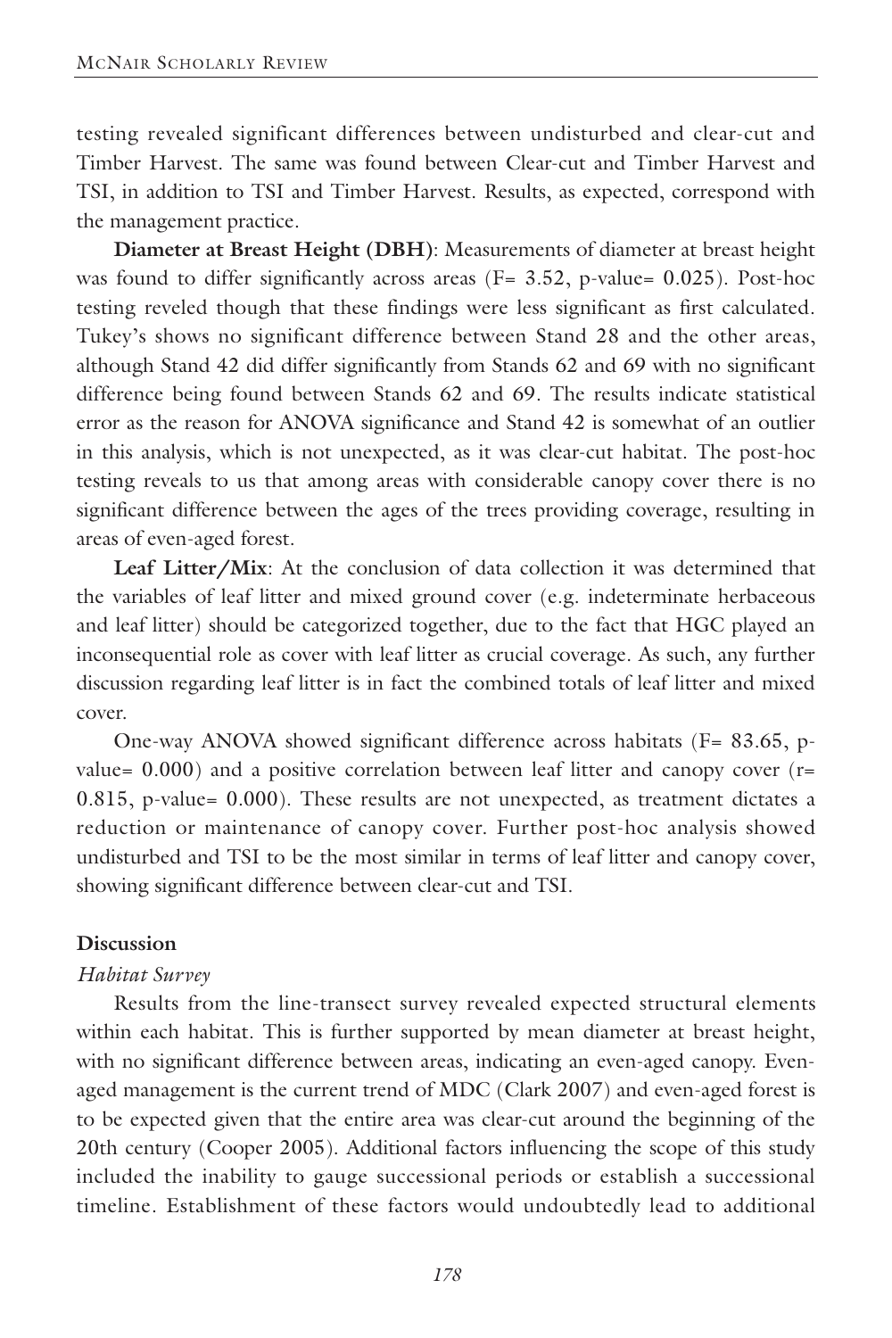testing revealed significant differences between undisturbed and clear-cut and Timber Harvest. The same was found between Clear-cut and Timber Harvest and TSI, in addition to TSI and Timber Harvest. Results, as expected, correspond with the management practice.

**Diameter at Breast Height (DBH)**: Measurements of diameter at breast height was found to differ significantly across areas ($F= 3.52$, p-value= 0.025). Post-hoc testing reveled though that these findings were less significant as first calculated. Tukey's shows no significant difference between Stand 28 and the other areas, although Stand 42 did differ significantly from Stands 62 and 69 with no significant difference being found between Stands 62 and 69. The results indicate statistical error as the reason for ANOVA significance and Stand 42 is somewhat of an outlier in this analysis, which is not unexpected, as it was clear-cut habitat. The post-hoc testing reveals to us that among areas with considerable canopy cover there is no significant difference between the ages of the trees providing coverage, resulting in areas of even-aged forest.

**Leaf Litter/Mix**: At the conclusion of data collection it was determined that the variables of leaf litter and mixed ground cover (e.g. indeterminate herbaceous and leaf litter) should be categorized together, due to the fact that HGC played an inconsequential role as cover with leaf litter as crucial coverage. As such, any further discussion regarding leaf litter is in fact the combined totals of leaf litter and mixed cover.

One-way ANOVA showed significant difference across habitats ($F= 83.65$, p-value= 0.000) and a positive correlation between leaf litter and canopy cover ($r= 0.815$, p-value= 0.000). These results are not unexpected, as treatment dictates a reduction or maintenance of canopy cover. Further post-hoc analysis showed undisturbed and TSI to be the most similar in terms of leaf litter and canopy cover, showing significant difference between clear-cut and TSI.

## Discussion

### *Habitat Survey*

Results from the line-transect survey revealed expected structural elements within each habitat. This is further supported by mean diameter at breast height, with no significant difference between areas, indicating an even-aged canopy. Even-aged management is the current trend of MDC (Clark 2007) and even-aged forest is to be expected given that the entire area was clear-cut around the beginning of the 20th century (Cooper 2005). Additional factors influencing the scope of this study included the inability to gauge successional periods or establish a successional timeline. Establishment of these factors would undoubtedly lead to additional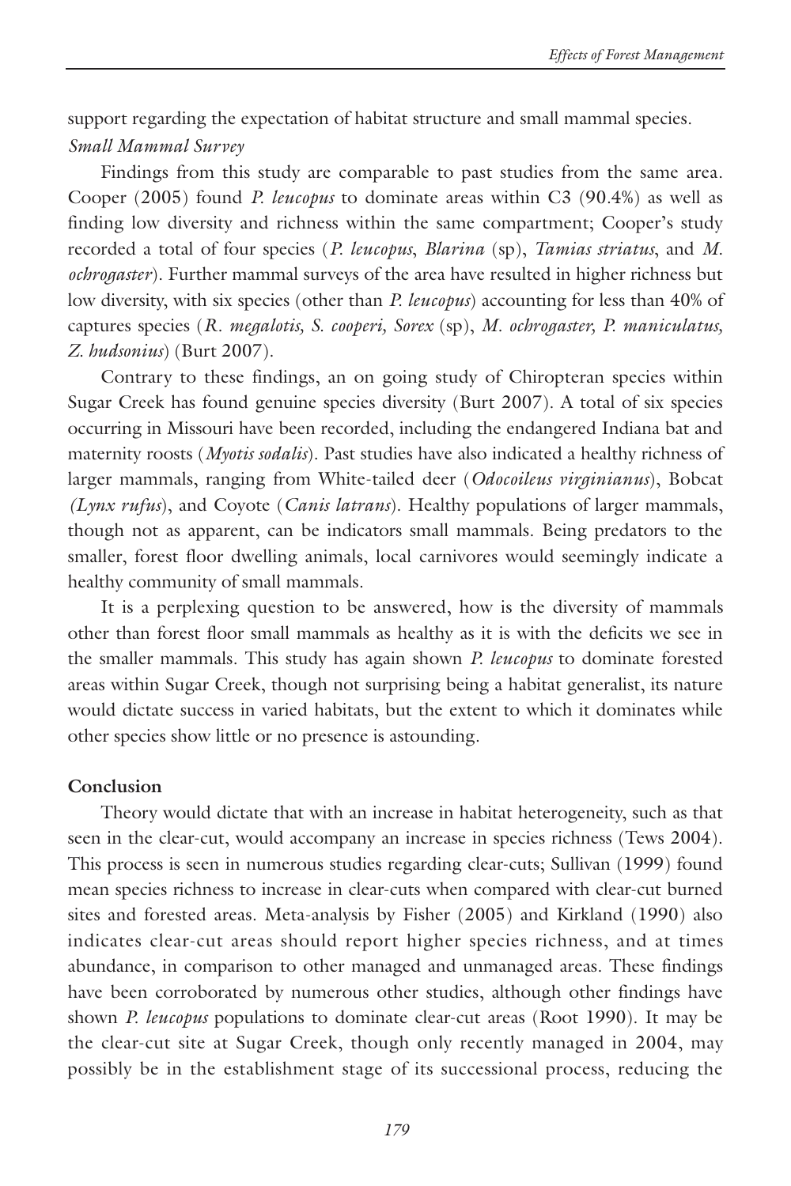support regarding the expectation of habitat structure and small mammal species.

*Small Mammal Survey*

Findings from this study are comparable to past studies from the same area. Cooper (2005) found *P. leucopus* to dominate areas within C3 (90.4%) as well as finding low diversity and richness within the same compartment; Cooper's study recorded a total of four species (*P. leucopus*, *Blarina* (sp), *Tamias striatus*, and *M. ochrogaster*). Further mammal surveys of the area have resulted in higher richness but low diversity, with six species (other than *P. leucopus*) accounting for less than 40% of captures species (*R. megalotis, S. cooperi, Sorex* (sp), *M. ochrogaster, P. maniculatus, Z. hudsonius*) (Burt 2007).

Contrary to these findings, an on going study of Chiropteran species within Sugar Creek has found genuine species diversity (Burt 2007). A total of six species occurring in Missouri have been recorded, including the endangered Indiana bat and maternity roosts (*Myotis sodalis*). Past studies have also indicated a healthy richness of larger mammals, ranging from White-tailed deer (*Odocoileus virginianus*), Bobcat *(Lynx rufus*), and Coyote (*Canis latrans*). Healthy populations of larger mammals, though not as apparent, can be indicators small mammals. Being predators to the smaller, forest floor dwelling animals, local carnivores would seemingly indicate a healthy community of small mammals.

It is a perplexing question to be answered, how is the diversity of mammals other than forest floor small mammals as healthy as it is with the deficits we see in the smaller mammals. This study has again shown *P. leucopus* to dominate forested areas within Sugar Creek, though not surprising being a habitat generalist, its nature would dictate success in varied habitats, but the extent to which it dominates while other species show little or no presence is astounding.

**Conclusion**

Theory would dictate that with an increase in habitat heterogeneity, such as that seen in the clear-cut, would accompany an increase in species richness (Tews 2004). This process is seen in numerous studies regarding clear-cuts; Sullivan (1999) found mean species richness to increase in clear-cuts when compared with clear-cut burned sites and forested areas. Meta-analysis by Fisher (2005) and Kirkland (1990) also indicates clear-cut areas should report higher species richness, and at times abundance, in comparison to other managed and unmanaged areas. These findings have been corroborated by numerous other studies, although other findings have shown *P. leucopus* populations to dominate clear-cut areas (Root 1990). It may be the clear-cut site at Sugar Creek, though only recently managed in 2004, may possibly be in the establishment stage of its successional process, reducing the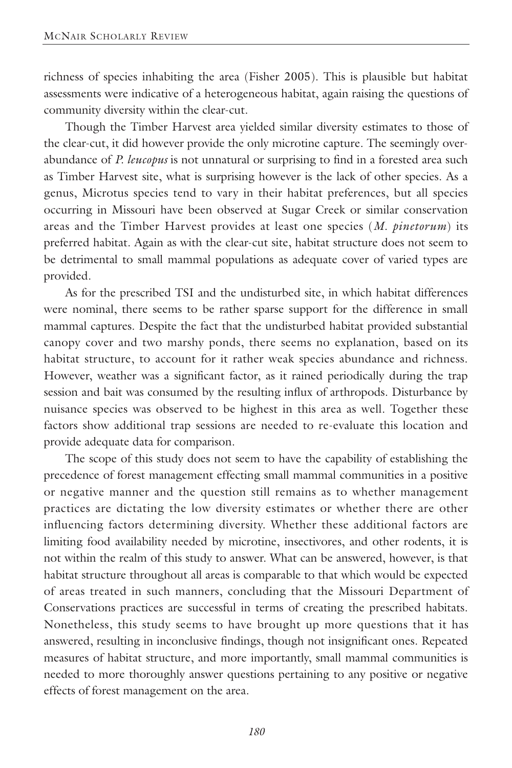richness of species inhabiting the area (Fisher 2005). This is plausible but habitat assessments were indicative of a heterogeneous habitat, again raising the questions of community diversity within the clear-cut.

Though the Timber Harvest area yielded similar diversity estimates to those of the clear-cut, it did however provide the only microtine capture. The seemingly over-abundance of *P. leucopus* is not unnatural or surprising to find in a forested area such as Timber Harvest site, what is surprising however is the lack of other species. As a genus, Microtus species tend to vary in their habitat preferences, but all species occurring in Missouri have been observed at Sugar Creek or similar conservation areas and the Timber Harvest provides at least one species (*M. pinetorum*) its preferred habitat. Again as with the clear-cut site, habitat structure does not seem to be detrimental to small mammal populations as adequate cover of varied types are provided.

As for the prescribed TSI and the undisturbed site, in which habitat differences were nominal, there seems to be rather sparse support for the difference in small mammal captures. Despite the fact that the undisturbed habitat provided substantial canopy cover and two marshy ponds, there seems no explanation, based on its habitat structure, to account for it rather weak species abundance and richness. However, weather was a significant factor, as it rained periodically during the trap session and bait was consumed by the resulting influx of arthropods. Disturbance by nuisance species was observed to be highest in this area as well. Together these factors show additional trap sessions are needed to re-evaluate this location and provide adequate data for comparison.

The scope of this study does not seem to have the capability of establishing the precedence of forest management effecting small mammal communities in a positive or negative manner and the question still remains as to whether management practices are dictating the low diversity estimates or whether there are other influencing factors determining diversity. Whether these additional factors are limiting food availability needed by microtine, insectivores, and other rodents, it is not within the realm of this study to answer. What can be answered, however, is that habitat structure throughout all areas is comparable to that which would be expected of areas treated in such manners, concluding that the Missouri Department of Conservations practices are successful in terms of creating the prescribed habitats. Nonetheless, this study seems to have brought up more questions that it has answered, resulting in inconclusive findings, though not insignificant ones. Repeated measures of habitat structure, and more importantly, small mammal communities is needed to more thoroughly answer questions pertaining to any positive or negative effects of forest management on the area.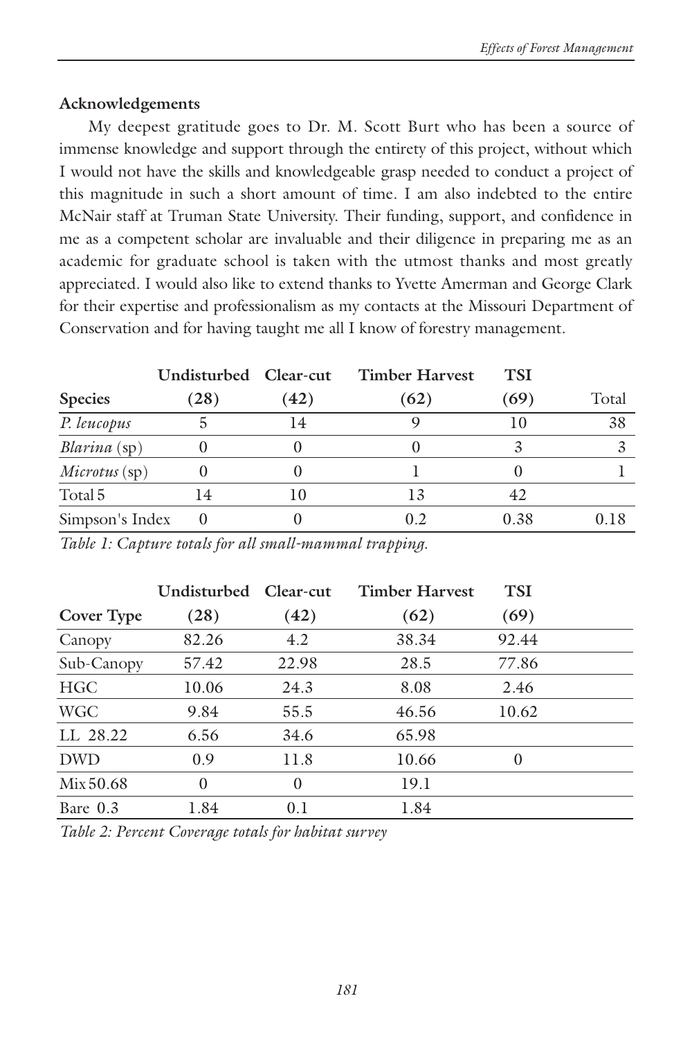**Acknowledgements**

My deepest gratitude goes to Dr. M. Scott Burt who has been a source of immense knowledge and support through the entirety of this project, without which I would not have the skills and knowledgeable grasp needed to conduct a project of this magnitude in such a short amount of time. I am also indebted to the entire McNair staff at Truman State University. Their funding, support, and confidence in me as a competent scholar are invaluable and their diligence in preparing me as an academic for graduate school is taken with the utmost thanks and most greatly appreciated. I would also like to extend thanks to Yvette Amerman and George Clark for their expertise and professionalism as my contacts at the Missouri Department of Conservation and for having taught me all I know of forestry management.

| Species | Undisturbed (28) | Clear-cut (42) | Timber Harvest (62) | TSI (69) | Total |
|---|---|---|---|---|---|
| *P. leucopus* | 5 | 14 | 9 | 10 | 38 |
| *Blarina* (sp) | 0 | 0 | 0 | 3 | 3 |
| *Microtus* (sp) | 0 | 0 | 1 | 0 | 1 |
| Total 5 | 14 | 10 | 13 | 42 | |
| Simpson's Index | 0 | 0 | 0.2 | 0.38 | 0.18 |

*Table 1: Capture totals for all small-mammal trapping.*

| Cover Type | Undisturbed (28) | Clear-cut (42) | Timber Harvest (62) | TSI (69) |
|---|---|---|---|---|
| Canopy | 82.26 | 4.2 | 38.34 | 92.44 |
| Sub-Canopy | 57.42 | 22.98 | 28.5 | 77.86 |
| HGC | 10.06 | 24.3 | 8.08 | 2.46 |
| WGC | 9.84 | 55.5 | 46.56 | 10.62 |
| LL 28.22 | 6.56 | 34.6 | 65.98 | |
| DWD | 0.9 | 11.8 | 10.66 | 0 |
| Mix 50.68 | 0 | 0 | 19.1 | |
| Bare 0.3 | 1.84 | 0.1 | 1.84 | |

*Table 2: Percent Coverage totals for habitat survey*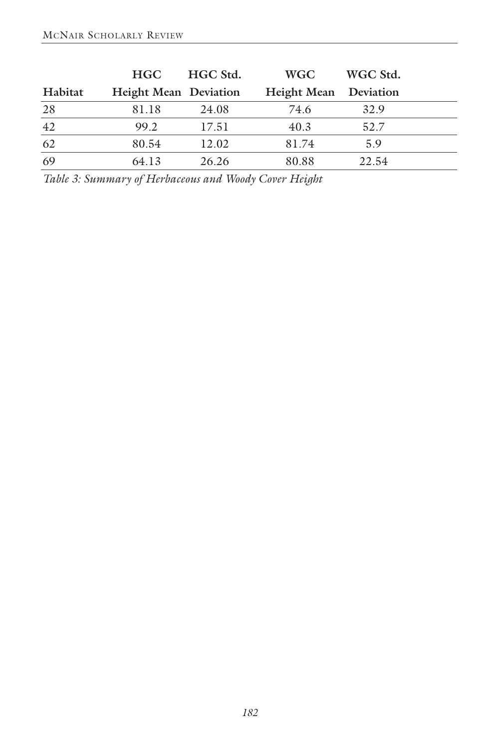| Habitat | HGC Height Mean | HGC Std. Deviation | WGC Height Mean | WGC Std. Deviation |
|---|---|---|---|---|
| 28 | 81.18 | 24.08 | 74.6 | 32.9 |
| 42 | 99.2 | 17.51 | 40.3 | 52.7 |
| 62 | 80.54 | 12.02 | 81.74 | 5.9 |
| 69 | 64.13 | 26.26 | 80.88 | 22.54 |

*Table 3: Summary of Herbaceous and Woody Cover Height*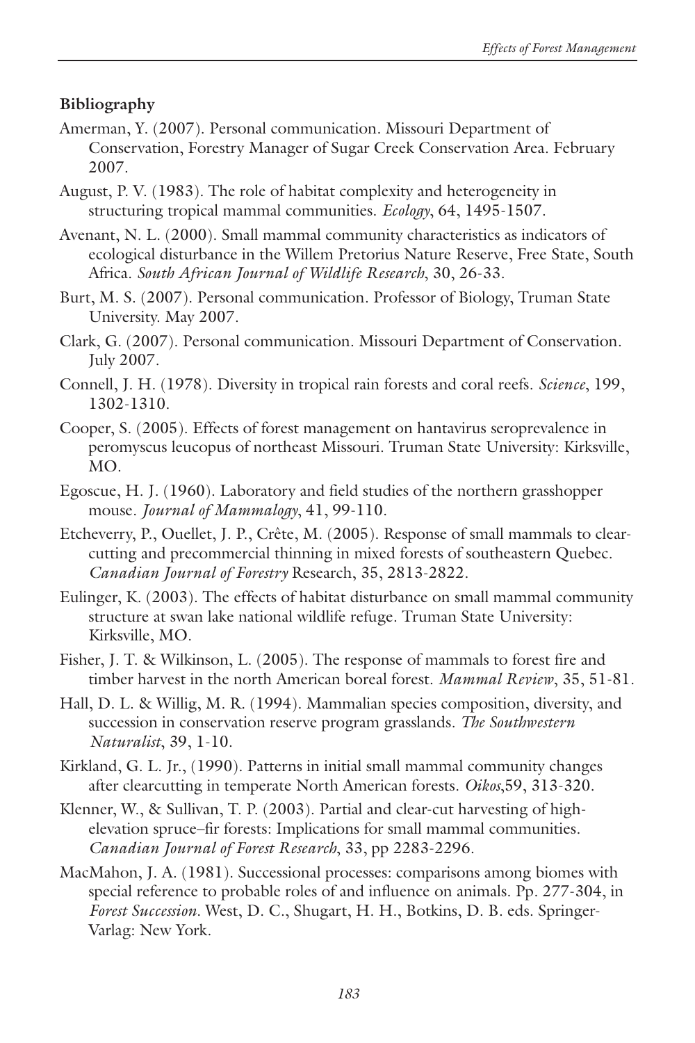**Bibliography**

Amerman, Y. (2007). Personal communication. Missouri Department of Conservation, Forestry Manager of Sugar Creek Conservation Area. February 2007.

August, P. V. (1983). The role of habitat complexity and heterogeneity in structuring tropical mammal communities. *Ecology*, 64, 1495-1507.

Avenant, N. L. (2000). Small mammal community characteristics as indicators of ecological disturbance in the Willem Pretorius Nature Reserve, Free State, South Africa. *South African Journal of Wildlife Research*, 30, 26-33.

Burt, M. S. (2007). Personal communication. Professor of Biology, Truman State University. May 2007.

Clark, G. (2007). Personal communication. Missouri Department of Conservation. July 2007.

Connell, J. H. (1978). Diversity in tropical rain forests and coral reefs. *Science*, 199, 1302-1310.

Cooper, S. (2005). Effects of forest management on hantavirus seroprevalence in peromyscus leucopus of northeast Missouri. Truman State University: Kirksville, MO.

Egoscue, H. J. (1960). Laboratory and field studies of the northern grasshopper mouse. *Journal of Mammalogy*, 41, 99-110.

Etcheverry, P., Ouellet, J. P., Crête, M. (2005). Response of small mammals to clear-cutting and precommercial thinning in mixed forests of southeastern Quebec. *Canadian Journal of Forestry* Research, 35, 2813-2822.

Eulinger, K. (2003). The effects of habitat disturbance on small mammal community structure at swan lake national wildlife refuge. Truman State University: Kirksville, MO.

Fisher, J. T. & Wilkinson, L. (2005). The response of mammals to forest fire and timber harvest in the north American boreal forest. *Mammal Review*, 35, 51-81.

Hall, D. L. & Willig, M. R. (1994). Mammalian species composition, diversity, and succession in conservation reserve program grasslands. *The Southwestern Naturalist*, 39, 1-10.

Kirkland, G. L. Jr., (1990). Patterns in initial small mammal community changes after clearcutting in temperate North American forests. *Oikos*,59, 313-320.

Klenner, W., & Sullivan, T. P. (2003). Partial and clear-cut harvesting of high-elevation spruce–fir forests: Implications for small mammal communities. *Canadian Journal of Forest Research*, 33, pp 2283-2296.

MacMahon, J. A. (1981). Successional processes: comparisons among biomes with special reference to probable roles of and influence on animals. Pp. 277-304, in *Forest Succession*. West, D. C., Shugart, H. H., Botkins, D. B. eds. Springer-Varlag: New York.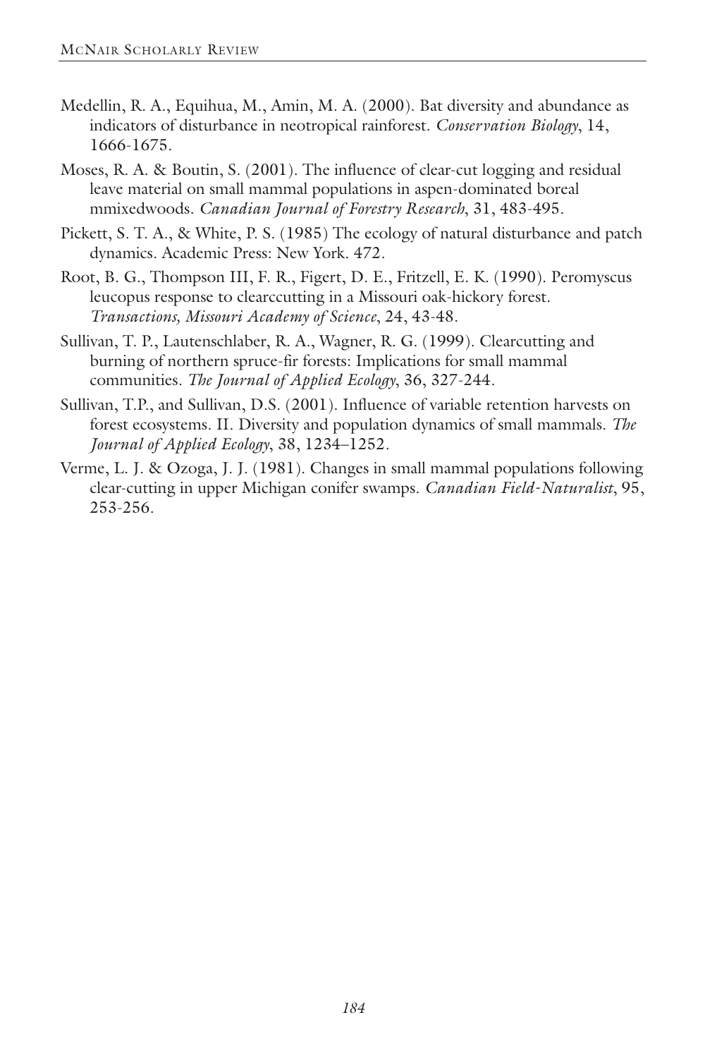Medellin, R. A., Equihua, M., Amin, M. A. (2000). Bat diversity and abundance as indicators of disturbance in neotropical rainforest. *Conservation Biology*, 14, 1666-1675.

Moses, R. A. & Boutin, S. (2001). The influence of clear-cut logging and residual leave material on small mammal populations in aspen-dominated boreal mmixedwoods. *Canadian Journal of Forestry Research*, 31, 483-495.

Pickett, S. T. A., & White, P. S. (1985) The ecology of natural disturbance and patch dynamics. Academic Press: New York. 472.

Root, B. G., Thompson III, F. R., Figert, D. E., Fritzell, E. K. (1990). Peromyscus leucopus response to clearccutting in a Missouri oak-hickory forest. *Transactions, Missouri Academy of Science*, 24, 43-48.

Sullivan, T. P., Lautenschlaber, R. A., Wagner, R. G. (1999). Clearcutting and burning of northern spruce-fir forests: Implications for small mammal communities. *The Journal of Applied Ecology*, 36, 327-244.

Sullivan, T.P., and Sullivan, D.S. (2001). Influence of variable retention harvests on forest ecosystems. II. Diversity and population dynamics of small mammals. *The Journal of Applied Ecology*, 38, 1234–1252.

Verme, L. J. & Ozoga, J. J. (1981). Changes in small mammal populations following clear-cutting in upper Michigan conifer swamps. *Canadian Field-Naturalist*, 95, 253-256.